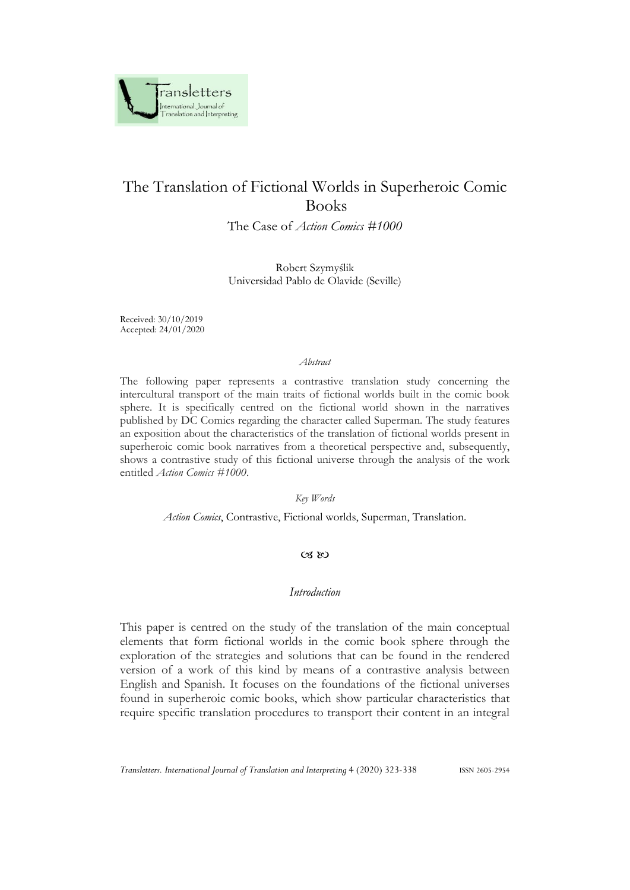# The Translation of Fictional Worlds in Superheroic Comic Books

The Case of *Action Comics #1000*

Robert Szymyślik
Universidad Pablo de Olavide (Seville)

Received: 30/10/2019
Accepted: 24/01/2020

*Abstract*

The following paper represents a contrastive translation study concerning the intercultural transport of the main traits of fictional worlds built in the comic book sphere. It is specifically centred on the fictional world shown in the narratives published by DC Comics regarding the character called Superman. The study features an exposition about the characteristics of the translation of fictional worlds present in superheroic comic book narratives from a theoretical perspective and, subsequently, shows a contrastive study of this fictional universe through the analysis of the work entitled *Action Comics #1000*.

*Key Words*

*Action Comics*, Contrastive, Fictional worlds, Superman, Translation.

## *Introduction*

This paper is centred on the study of the translation of the main conceptual elements that form fictional worlds in the comic book sphere through the exploration of the strategies and solutions that can be found in the rendered version of a work of this kind by means of a contrastive analysis between English and Spanish. It focuses on the foundations of the fictional universes found in superheroic comic books, which show particular characteristics that require specific translation procedures to transport their content in an integral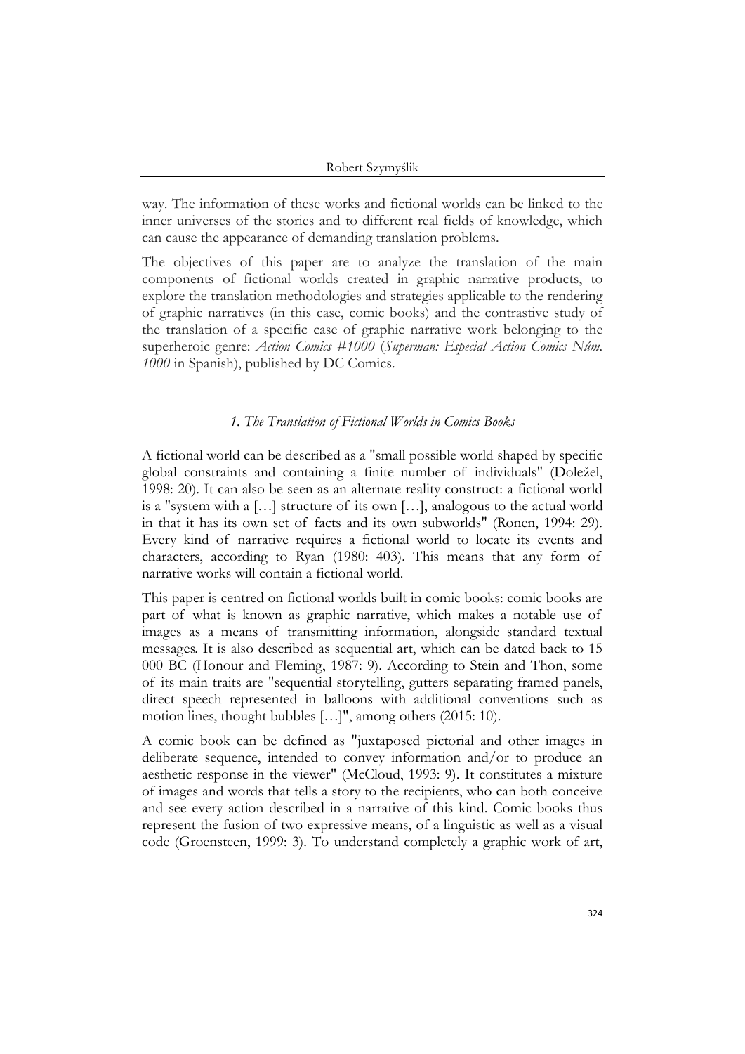way. The information of these works and fictional worlds can be linked to the inner universes of the stories and to different real fields of knowledge, which can cause the appearance of demanding translation problems.

The objectives of this paper are to analyze the translation of the main components of fictional worlds created in graphic narrative products, to explore the translation methodologies and strategies applicable to the rendering of graphic narratives (in this case, comic books) and the contrastive study of the translation of a specific case of graphic narrative work belonging to the superheroic genre: *Action Comics #1000* (*Superman: Especial Action Comics Núm. 1000* in Spanish), published by DC Comics.

## *1. The Translation of Fictional Worlds in Comics Books*

A fictional world can be described as a "small possible world shaped by specific global constraints and containing a finite number of individuals" (Doležel, 1998: 20). It can also be seen as an alternate reality construct: a fictional world is a "system with a […] structure of its own […], analogous to the actual world in that it has its own set of facts and its own subworlds" (Ronen, 1994: 29). Every kind of narrative requires a fictional world to locate its events and characters, according to Ryan (1980: 403). This means that any form of narrative works will contain a fictional world.

This paper is centred on fictional worlds built in comic books: comic books are part of what is known as graphic narrative, which makes a notable use of images as a means of transmitting information, alongside standard textual messages. It is also described as sequential art, which can be dated back to 15 000 BC (Honour and Fleming, 1987: 9). According to Stein and Thon, some of its main traits are "sequential storytelling, gutters separating framed panels, direct speech represented in balloons with additional conventions such as motion lines, thought bubbles […]", among others (2015: 10).

A comic book can be defined as "juxtaposed pictorial and other images in deliberate sequence, intended to convey information and/or to produce an aesthetic response in the viewer" (McCloud, 1993: 9). It constitutes a mixture of images and words that tells a story to the recipients, who can both conceive and see every action described in a narrative of this kind. Comic books thus represent the fusion of two expressive means, of a linguistic as well as a visual code (Groensteen, 1999: 3). To understand completely a graphic work of art,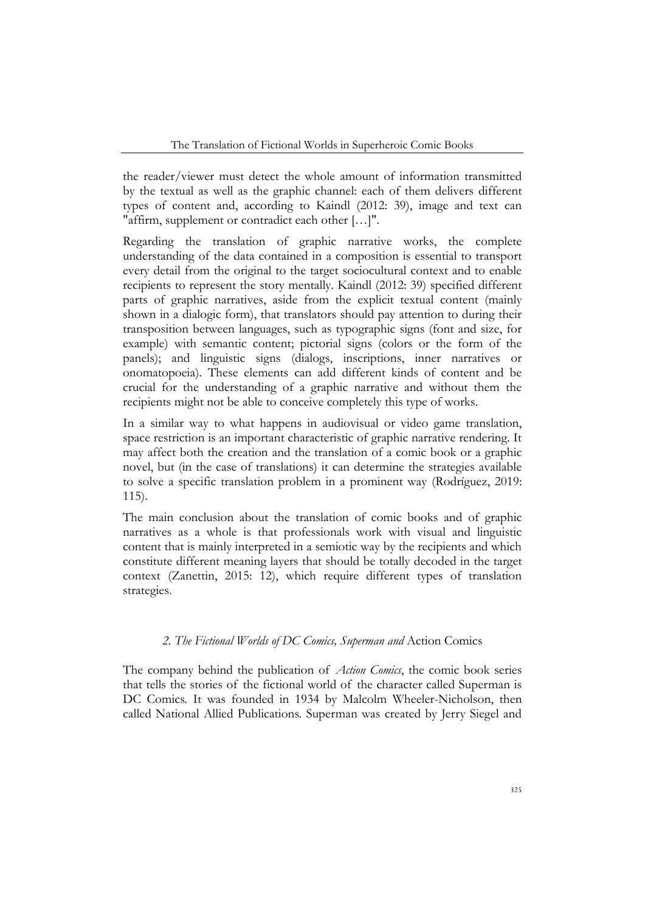the reader/viewer must detect the whole amount of information transmitted by the textual as well as the graphic channel: each of them delivers different types of content and, according to Kaindl (2012: 39), image and text can "affirm, supplement or contradict each other […]".

Regarding the translation of graphic narrative works, the complete understanding of the data contained in a composition is essential to transport every detail from the original to the target sociocultural context and to enable recipients to represent the story mentally. Kaindl (2012: 39) specified different parts of graphic narratives, aside from the explicit textual content (mainly shown in a dialogic form), that translators should pay attention to during their transposition between languages, such as typographic signs (font and size, for example) with semantic content; pictorial signs (colors or the form of the panels); and linguistic signs (dialogs, inscriptions, inner narratives or onomatopoeia). These elements can add different kinds of content and be crucial for the understanding of a graphic narrative and without them the recipients might not be able to conceive completely this type of works.

In a similar way to what happens in audiovisual or video game translation, space restriction is an important characteristic of graphic narrative rendering. It may affect both the creation and the translation of a comic book or a graphic novel, but (in the case of translations) it can determine the strategies available to solve a specific translation problem in a prominent way (Rodríguez, 2019: 115).

The main conclusion about the translation of comic books and of graphic narratives as a whole is that professionals work with visual and linguistic content that is mainly interpreted in a semiotic way by the recipients and which constitute different meaning layers that should be totally decoded in the target context (Zanettin, 2015: 12), which require different types of translation strategies.

## *2. The Fictional Worlds of DC Comics, Superman and* Action Comics

The company behind the publication of *Action Comics*, the comic book series that tells the stories of the fictional world of the character called Superman is DC Comics. It was founded in 1934 by Malcolm Wheeler-Nicholson, then called National Allied Publications. Superman was created by Jerry Siegel and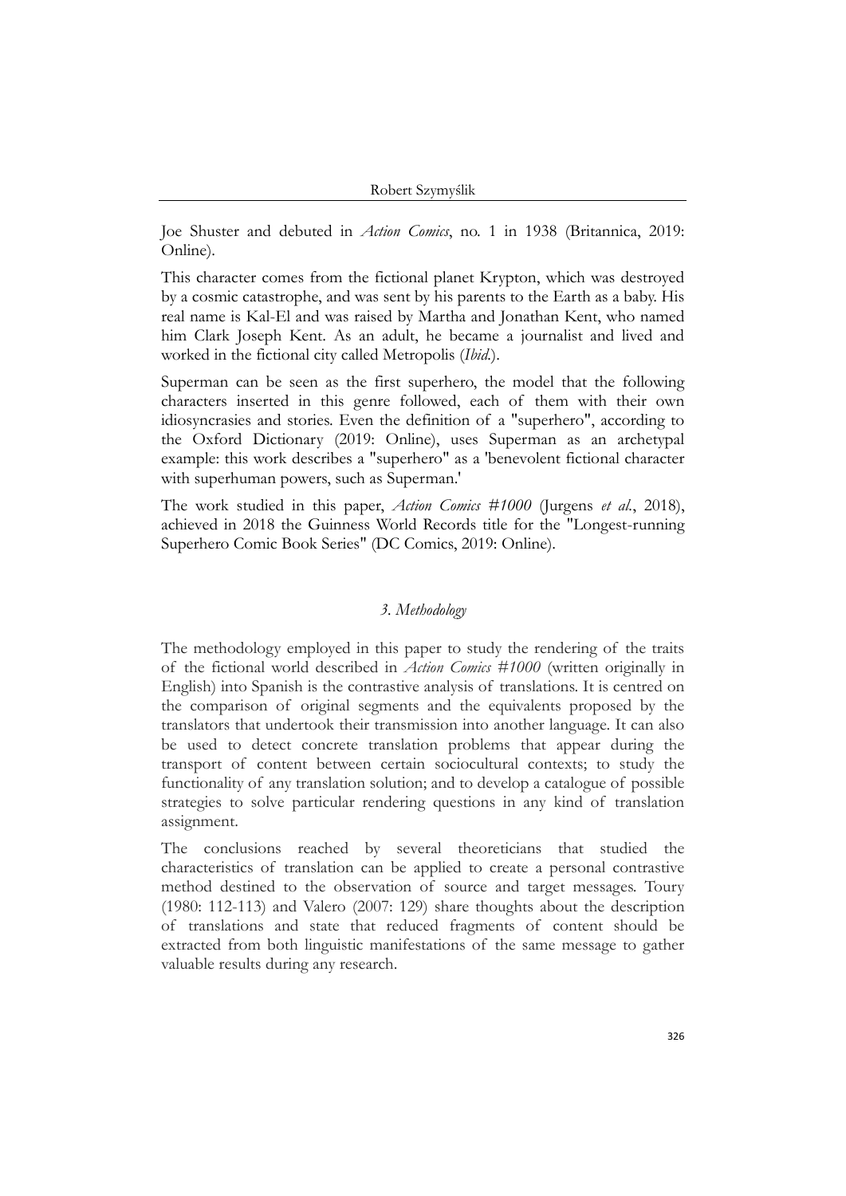Joe Shuster and debuted in *Action Comics*, no. 1 in 1938 (Britannica, 2019: Online).

This character comes from the fictional planet Krypton, which was destroyed by a cosmic catastrophe, and was sent by his parents to the Earth as a baby. His real name is Kal-El and was raised by Martha and Jonathan Kent, who named him Clark Joseph Kent. As an adult, he became a journalist and lived and worked in the fictional city called Metropolis (*Ibid.*).

Superman can be seen as the first superhero, the model that the following characters inserted in this genre followed, each of them with their own idiosyncrasies and stories. Even the definition of a "superhero", according to the Oxford Dictionary (2019: Online), uses Superman as an archetypal example: this work describes a "superhero" as a 'benevolent fictional character with superhuman powers, such as Superman.'

The work studied in this paper, *Action Comics #1000* (Jurgens *et al.*, 2018), achieved in 2018 the Guinness World Records title for the "Longest-running Superhero Comic Book Series" (DC Comics, 2019: Online).

### *3. Methodology*

The methodology employed in this paper to study the rendering of the traits of the fictional world described in *Action Comics #1000* (written originally in English) into Spanish is the contrastive analysis of translations. It is centred on the comparison of original segments and the equivalents proposed by the translators that undertook their transmission into another language. It can also be used to detect concrete translation problems that appear during the transport of content between certain sociocultural contexts; to study the functionality of any translation solution; and to develop a catalogue of possible strategies to solve particular rendering questions in any kind of translation assignment.

The conclusions reached by several theoreticians that studied the characteristics of translation can be applied to create a personal contrastive method destined to the observation of source and target messages. Toury (1980: 112-113) and Valero (2007: 129) share thoughts about the description of translations and state that reduced fragments of content should be extracted from both linguistic manifestations of the same message to gather valuable results during any research.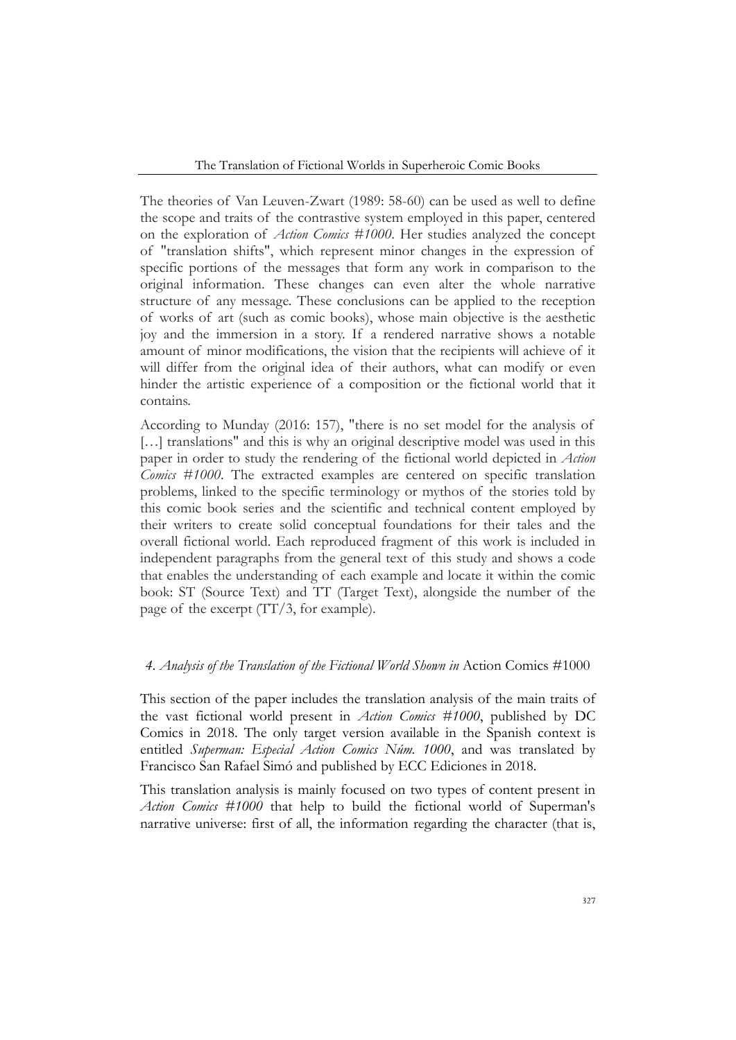The theories of Van Leuven-Zwart (1989: 58-60) can be used as well to define the scope and traits of the contrastive system employed in this paper, centered on the exploration of *Action Comics #1000*. Her studies analyzed the concept of "translation shifts", which represent minor changes in the expression of specific portions of the messages that form any work in comparison to the original information. These changes can even alter the whole narrative structure of any message. These conclusions can be applied to the reception of works of art (such as comic books), whose main objective is the aesthetic joy and the immersion in a story. If a rendered narrative shows a notable amount of minor modifications, the vision that the recipients will achieve of it will differ from the original idea of their authors, what can modify or even hinder the artistic experience of a composition or the fictional world that it contains.

According to Munday (2016: 157), "there is no set model for the analysis of […] translations" and this is why an original descriptive model was used in this paper in order to study the rendering of the fictional world depicted in *Action Comics #1000*. The extracted examples are centered on specific translation problems, linked to the specific terminology or mythos of the stories told by this comic book series and the scientific and technical content employed by their writers to create solid conceptual foundations for their tales and the overall fictional world. Each reproduced fragment of this work is included in independent paragraphs from the general text of this study and shows a code that enables the understanding of each example and locate it within the comic book: ST (Source Text) and TT (Target Text), alongside the number of the page of the excerpt (TT/3, for example).

## *4. Analysis of the Translation of the Fictional World Shown in* Action Comics #1000

This section of the paper includes the translation analysis of the main traits of the vast fictional world present in *Action Comics #1000*, published by DC Comics in 2018. The only target version available in the Spanish context is entitled *Superman: Especial Action Comics Núm. 1000*, and was translated by Francisco San Rafael Simó and published by ECC Ediciones in 2018.

This translation analysis is mainly focused on two types of content present in *Action Comics #1000* that help to build the fictional world of Superman's narrative universe: first of all, the information regarding the character (that is,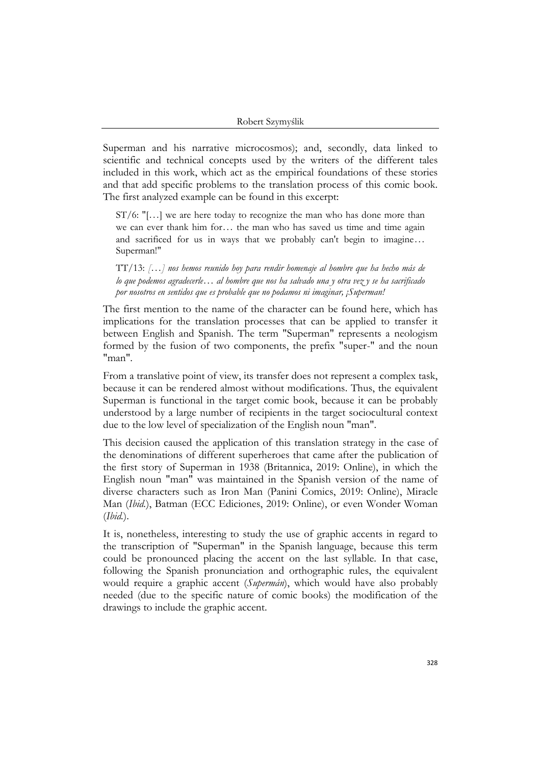Superman and his narrative microcosmos); and, secondly, data linked to scientific and technical concepts used by the writers of the different tales included in this work, which act as the empirical foundations of these stories and that add specific problems to the translation process of this comic book. The first analyzed example can be found in this excerpt:

> ST/6: "[…] we are here today to recognize the man who has done more than we can ever thank him for… the man who has saved us time and time again and sacrificed for us in ways that we probably can't begin to imagine… Superman!"
>
> TT/13: *[…] nos hemos reunido hoy para rendir homenaje al hombre que ha hecho más de lo que podemos agradecerle… al hombre que nos ha salvado una y otra vez y se ha sacrificado por nosotros en sentidos que es probable que no podamos ni imaginar, ¡Superman!*

The first mention to the name of the character can be found here, which has implications for the translation processes that can be applied to transfer it between English and Spanish. The term "Superman" represents a neologism formed by the fusion of two components, the prefix "super-" and the noun "man".

From a translative point of view, its transfer does not represent a complex task, because it can be rendered almost without modifications. Thus, the equivalent Superman is functional in the target comic book, because it can be probably understood by a large number of recipients in the target sociocultural context due to the low level of specialization of the English noun "man".

This decision caused the application of this translation strategy in the case of the denominations of different superheroes that came after the publication of the first story of Superman in 1938 (Britannica, 2019: Online), in which the English noun "man" was maintained in the Spanish version of the name of diverse characters such as Iron Man (Panini Comics, 2019: Online), Miracle Man (*Ibid.*), Batman (ECC Ediciones, 2019: Online), or even Wonder Woman (*Ibid.*).

It is, nonetheless, interesting to study the use of graphic accents in regard to the transcription of "Superman" in the Spanish language, because this term could be pronounced placing the accent on the last syllable. In that case, following the Spanish pronunciation and orthographic rules, the equivalent would require a graphic accent (*Supermán*), which would have also probably needed (due to the specific nature of comic books) the modification of the drawings to include the graphic accent.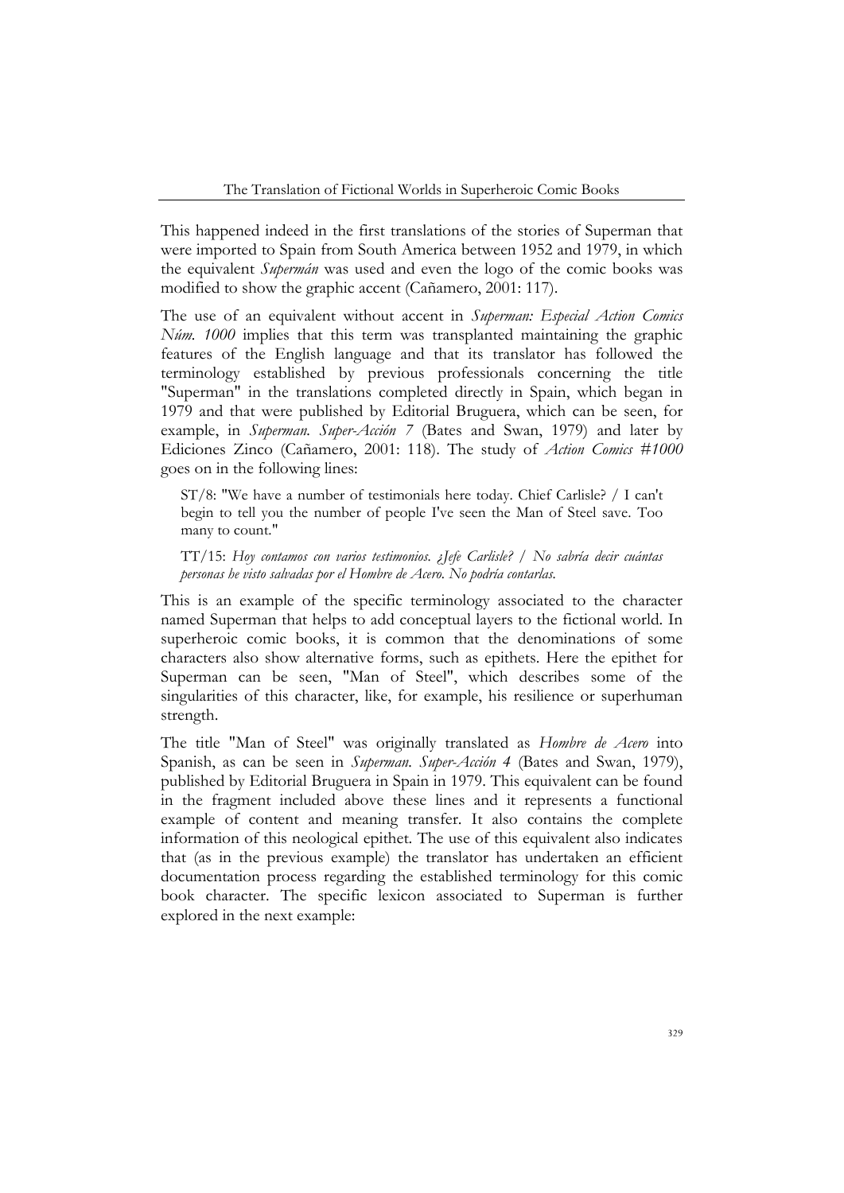This happened indeed in the first translations of the stories of Superman that were imported to Spain from South America between 1952 and 1979, in which the equivalent *Supermán* was used and even the logo of the comic books was modified to show the graphic accent (Cañamero, 2001: 117).

The use of an equivalent without accent in *Superman: Especial Action Comics Núm. 1000* implies that this term was transplanted maintaining the graphic features of the English language and that its translator has followed the terminology established by previous professionals concerning the title "Superman" in the translations completed directly in Spain, which began in 1979 and that were published by Editorial Bruguera, which can be seen, for example, in *Superman. Super-Acción 7* (Bates and Swan, 1979) and later by Ediciones Zinco (Cañamero, 2001: 118). The study of *Action Comics #1000* goes on in the following lines:

> ST/8: "We have a number of testimonials here today. Chief Carlisle? / I can't begin to tell you the number of people I've seen the Man of Steel save. Too many to count."
>
> TT/15: *Hoy contamos con varios testimonios. ¿Jefe Carlisle? / No sabría decir cuántas personas he visto salvadas por el Hombre de Acero. No podría contarlas.*

This is an example of the specific terminology associated to the character named Superman that helps to add conceptual layers to the fictional world. In superheroic comic books, it is common that the denominations of some characters also show alternative forms, such as epithets. Here the epithet for Superman can be seen, "Man of Steel", which describes some of the singularities of this character, like, for example, his resilience or superhuman strength.

The title "Man of Steel" was originally translated as *Hombre de Acero* into Spanish, as can be seen in *Superman. Super-Acción 4* (Bates and Swan, 1979), published by Editorial Bruguera in Spain in 1979. This equivalent can be found in the fragment included above these lines and it represents a functional example of content and meaning transfer. It also contains the complete information of this neological epithet. The use of this equivalent also indicates that (as in the previous example) the translator has undertaken an efficient documentation process regarding the established terminology for this comic book character. The specific lexicon associated to Superman is further explored in the next example: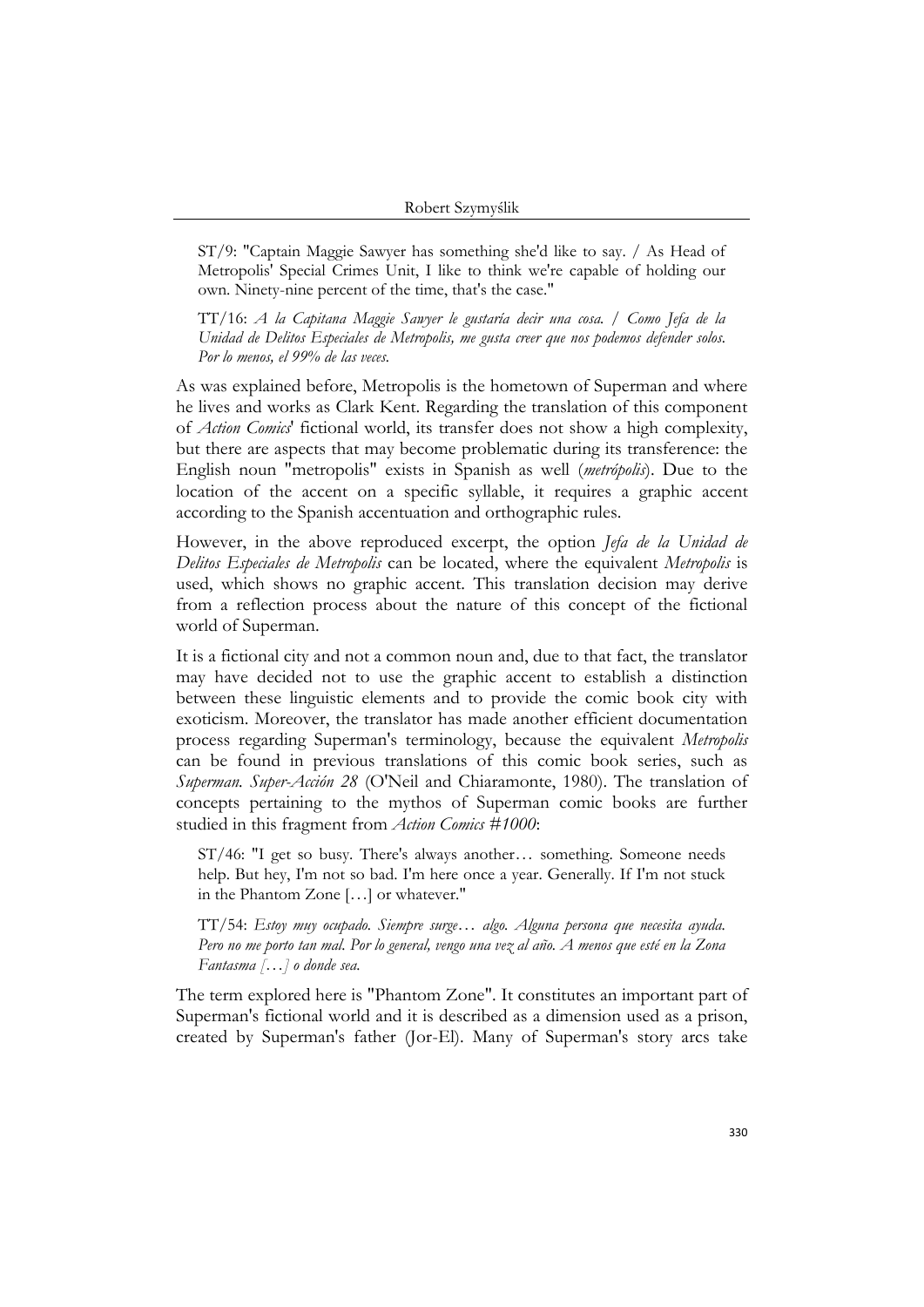> ST/9: "Captain Maggie Sawyer has something she'd like to say. / As Head of Metropolis' Special Crimes Unit, I like to think we're capable of holding our own. Ninety-nine percent of the time, that's the case."
>
> TT/16: *A la Capitana Maggie Sawyer le gustaría decir una cosa. / Como Jefa de la Unidad de Delitos Especiales de Metropolis, me gusta creer que nos podemos defender solos. Por lo menos, el 99% de las veces.*

As was explained before, Metropolis is the hometown of Superman and where he lives and works as Clark Kent. Regarding the translation of this component of *Action Comics*' fictional world, its transfer does not show a high complexity, but there are aspects that may become problematic during its transference: the English noun "metropolis" exists in Spanish as well (*metrópolis*). Due to the location of the accent on a specific syllable, it requires a graphic accent according to the Spanish accentuation and orthographic rules.

However, in the above reproduced excerpt, the option *Jefa de la Unidad de Delitos Especiales de Metropolis* can be located, where the equivalent *Metropolis* is used, which shows no graphic accent. This translation decision may derive from a reflection process about the nature of this concept of the fictional world of Superman.

It is a fictional city and not a common noun and, due to that fact, the translator may have decided not to use the graphic accent to establish a distinction between these linguistic elements and to provide the comic book city with exoticism. Moreover, the translator has made another efficient documentation process regarding Superman's terminology, because the equivalent *Metropolis* can be found in previous translations of this comic book series, such as *Superman. Super-Acción 28* (O'Neil and Chiaramonte, 1980). The translation of concepts pertaining to the mythos of Superman comic books are further studied in this fragment from *Action Comics #1000*:

> ST/46: "I get so busy. There's always another… something. Someone needs help. But hey, I'm not so bad. I'm here once a year. Generally. If I'm not stuck in the Phantom Zone […] or whatever."
>
> TT/54: *Estoy muy ocupado. Siempre surge… algo. Alguna persona que necesita ayuda. Pero no me porto tan mal. Por lo general, vengo una vez al año. A menos que esté en la Zona Fantasma […] o donde sea.*

The term explored here is "Phantom Zone". It constitutes an important part of Superman's fictional world and it is described as a dimension used as a prison, created by Superman's father (Jor-El). Many of Superman's story arcs take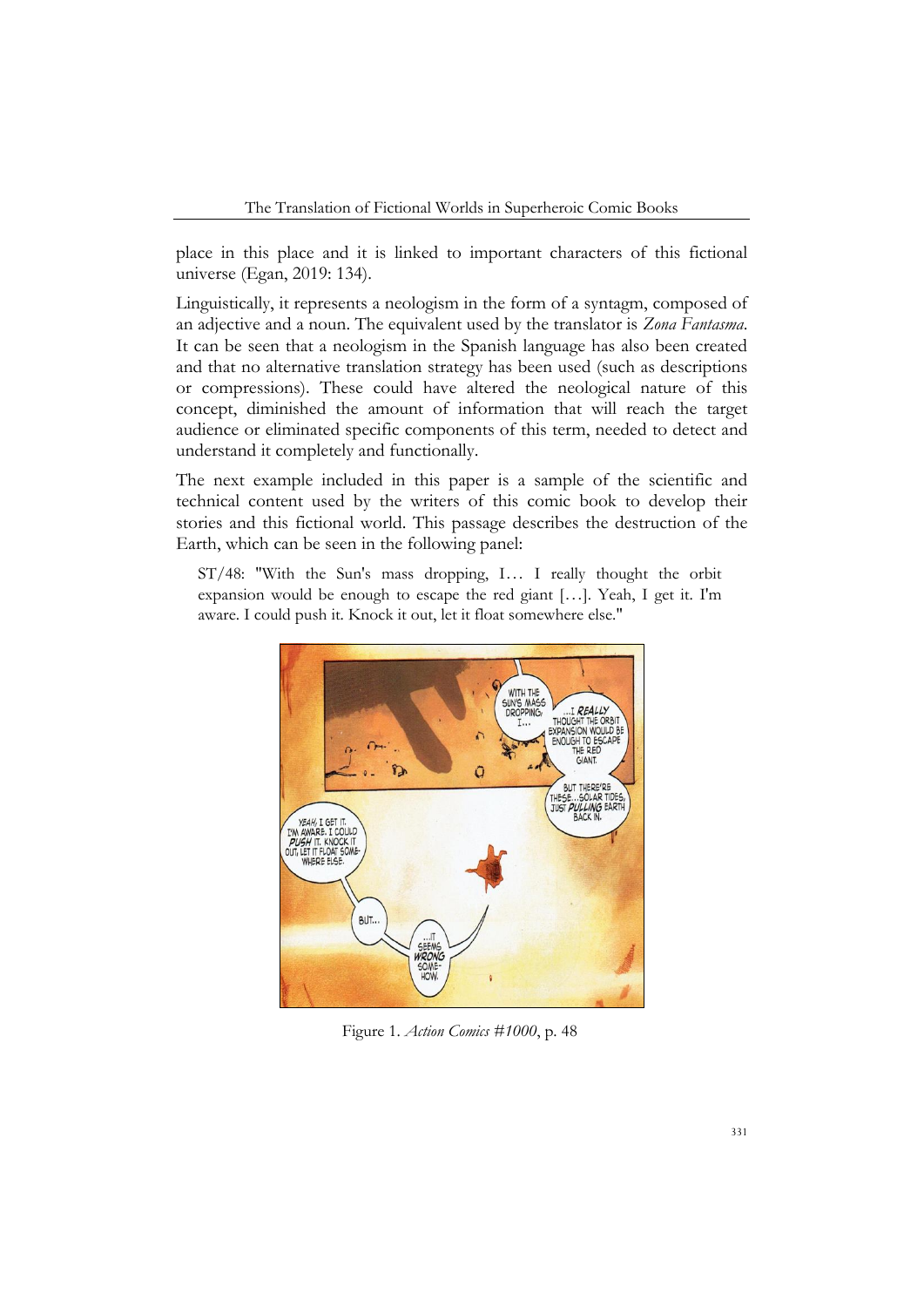place in this place and it is linked to important characters of this fictional universe (Egan, 2019: 134).

Linguistically, it represents a neologism in the form of a syntagm, composed of an adjective and a noun. The equivalent used by the translator is *Zona Fantasma*. It can be seen that a neologism in the Spanish language has also been created and that no alternative translation strategy has been used (such as descriptions or compressions). These could have altered the neological nature of this concept, diminished the amount of information that will reach the target audience or eliminated specific components of this term, needed to detect and understand it completely and functionally.

The next example included in this paper is a sample of the scientific and technical content used by the writers of this comic book to develop their stories and this fictional world. This passage describes the destruction of the Earth, which can be seen in the following panel:

> ST/48: "With the Sun's mass dropping, I… I really thought the orbit expansion would be enough to escape the red giant […]. Yeah, I get it. I'm aware. I could push it. Knock it out, let it float somewhere else."

Figure 1. *Action Comics #1000*, p. 48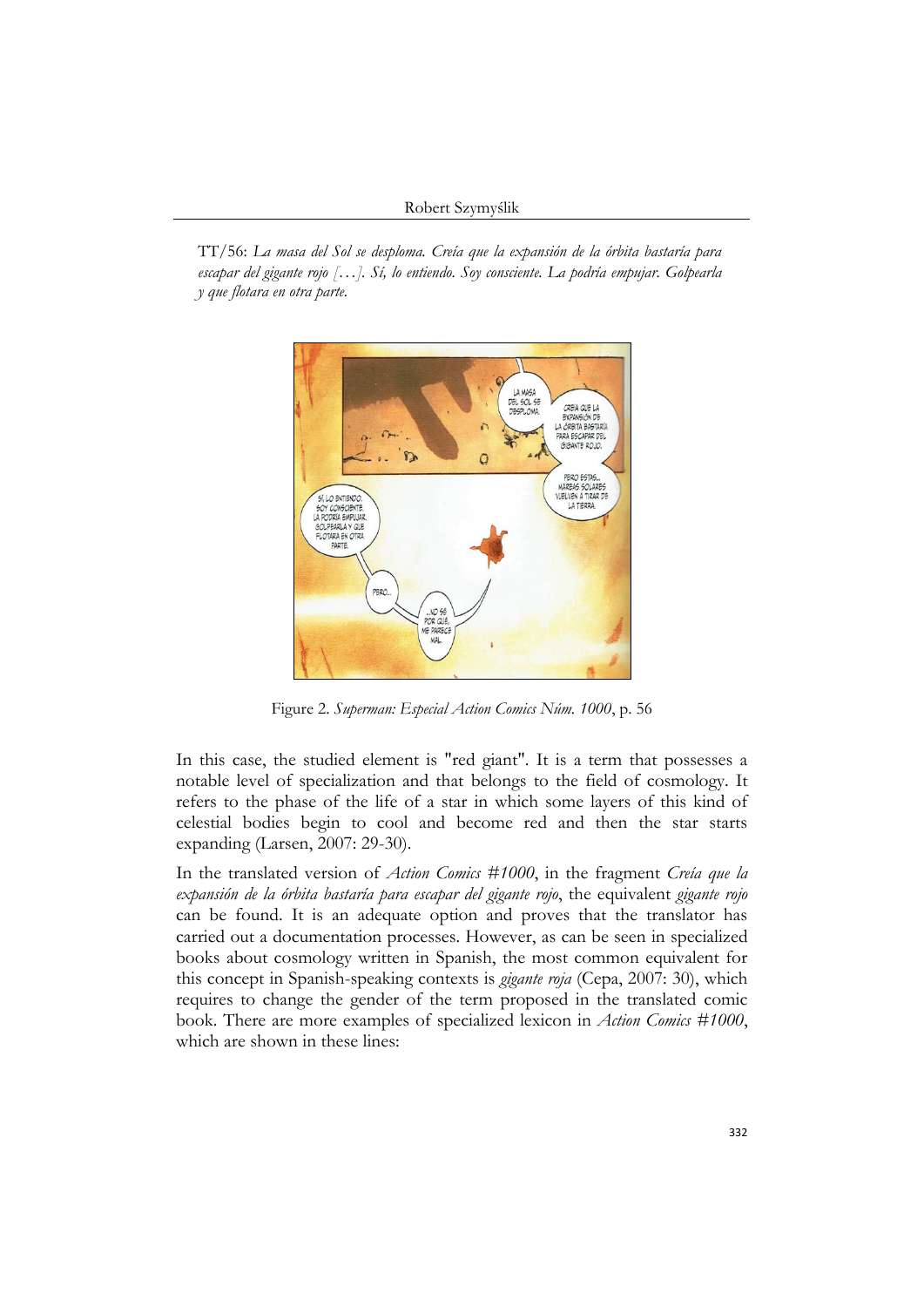TT/56: *La masa del Sol se desploma. Creía que la expansión de la órbita bastaría para escapar del gigante rojo […]. Sí, lo entiendo. Soy consciente. La podría empujar. Golpearla y que flotara en otra parte.*

Figure 2. *Superman: Especial Action Comics Núm. 1000*, p. 56

In this case, the studied element is "red giant". It is a term that possesses a notable level of specialization and that belongs to the field of cosmology. It refers to the phase of the life of a star in which some layers of this kind of celestial bodies begin to cool and become red and then the star starts expanding (Larsen, 2007: 29-30).

In the translated version of *Action Comics #1000*, in the fragment *Creía que la expansión de la órbita bastaría para escapar del gigante rojo*, the equivalent *gigante rojo* can be found. It is an adequate option and proves that the translator has carried out a documentation processes. However, as can be seen in specialized books about cosmology written in Spanish, the most common equivalent for this concept in Spanish-speaking contexts is *gigante roja* (Cepa, 2007: 30), which requires to change the gender of the term proposed in the translated comic book. There are more examples of specialized lexicon in *Action Comics #1000*, which are shown in these lines: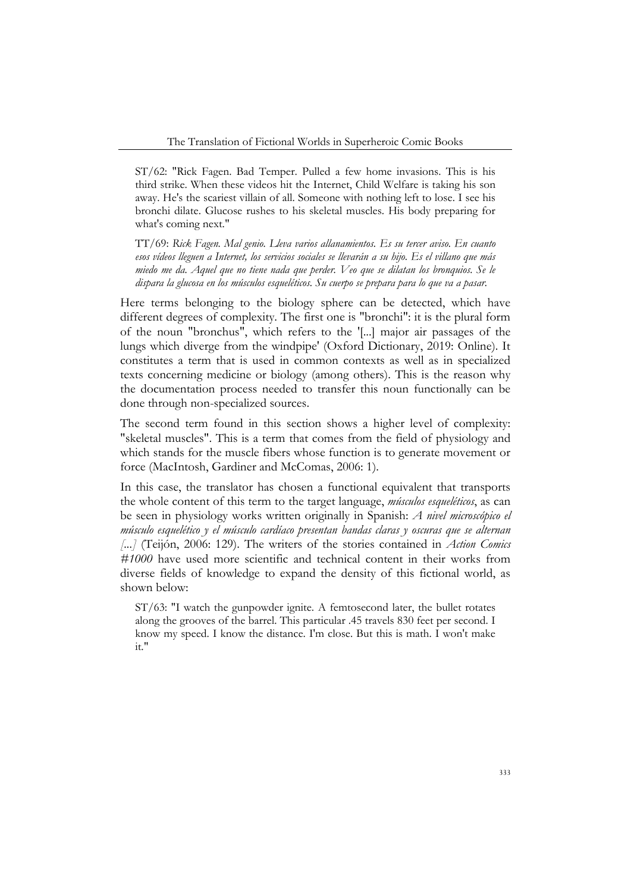ST/62: "Rick Fagen. Bad Temper. Pulled a few home invasions. This is his third strike. When these videos hit the Internet, Child Welfare is taking his son away. He's the scariest villain of all. Someone with nothing left to lose. I see his bronchi dilate. Glucose rushes to his skeletal muscles. His body preparing for what's coming next."

TT/69: *Rick Fagen. Mal genio. Lleva varios allanamientos. Es su tercer aviso. En cuanto esos vídeos lleguen a Internet, los servicios sociales se llevarán a su hijo. Es el villano que más miedo me da. Aquel que no tiene nada que perder. Veo que se dilatan los bronquios. Se le dispara la glucosa en los músculos esqueléticos. Su cuerpo se prepara para lo que va a pasar.*

Here terms belonging to the biology sphere can be detected, which have different degrees of complexity. The first one is "bronchi": it is the plural form of the noun "bronchus", which refers to the '[...] major air passages of the lungs which diverge from the windpipe' (Oxford Dictionary, 2019: Online). It constitutes a term that is used in common contexts as well as in specialized texts concerning medicine or biology (among others). This is the reason why the documentation process needed to transfer this noun functionally can be done through non-specialized sources.

The second term found in this section shows a higher level of complexity: "skeletal muscles". This is a term that comes from the field of physiology and which stands for the muscle fibers whose function is to generate movement or force (MacIntosh, Gardiner and McComas, 2006: 1).

In this case, the translator has chosen a functional equivalent that transports the whole content of this term to the target language, *músculos esqueléticos*, as can be seen in physiology works written originally in Spanish: *A nivel microscópico el músculo esquelético y el músculo cardíaco presentan bandas claras y oscuras que se alternan [...]* (Teijón, 2006: 129). The writers of the stories contained in *Action Comics #1000* have used more scientific and technical content in their works from diverse fields of knowledge to expand the density of this fictional world, as shown below:

ST/63: "I watch the gunpowder ignite. A femtosecond later, the bullet rotates along the grooves of the barrel. This particular .45 travels 830 feet per second. I know my speed. I know the distance. I'm close. But this is math. I won't make it."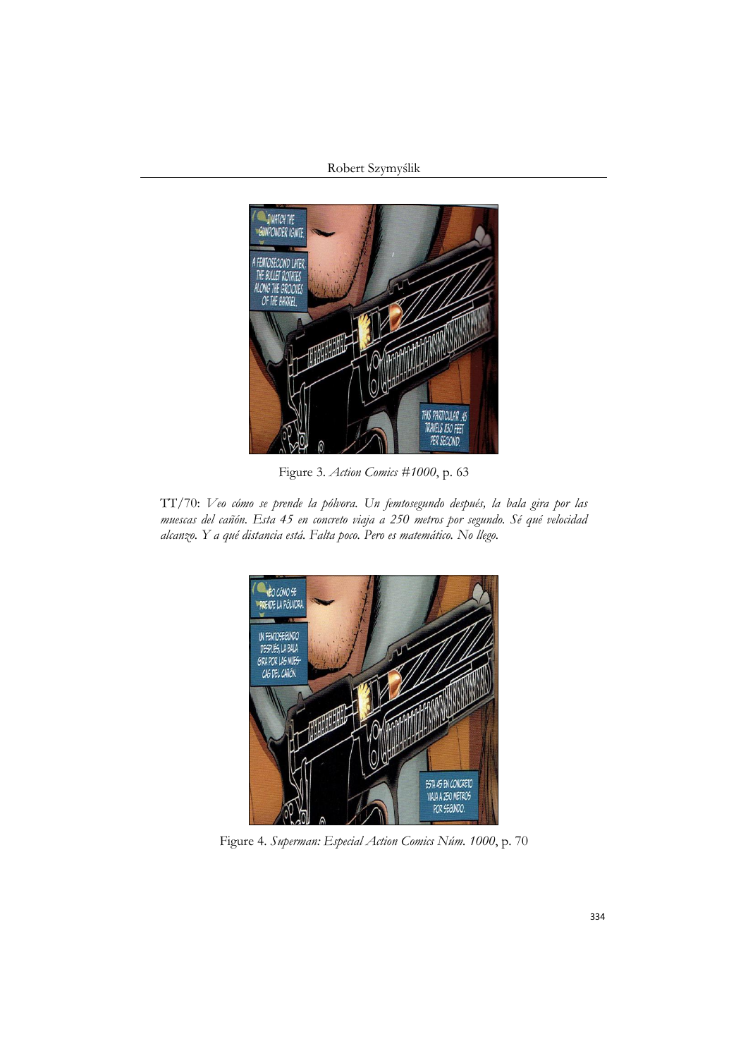Figure 3. *Action Comics #1000*, p. 63

TT/70: *Veo cómo se prende la pólvora. Un femtosegundo después, la bala gira por las muescas del cañón. Esta 45 en concreto viaja a 250 metros por segundo. Sé qué velocidad alcanzo. Y a qué distancia está. Falta poco. Pero es matemático. No llego.*

Figure 4. *Superman: Especial Action Comics Núm. 1000*, p. 70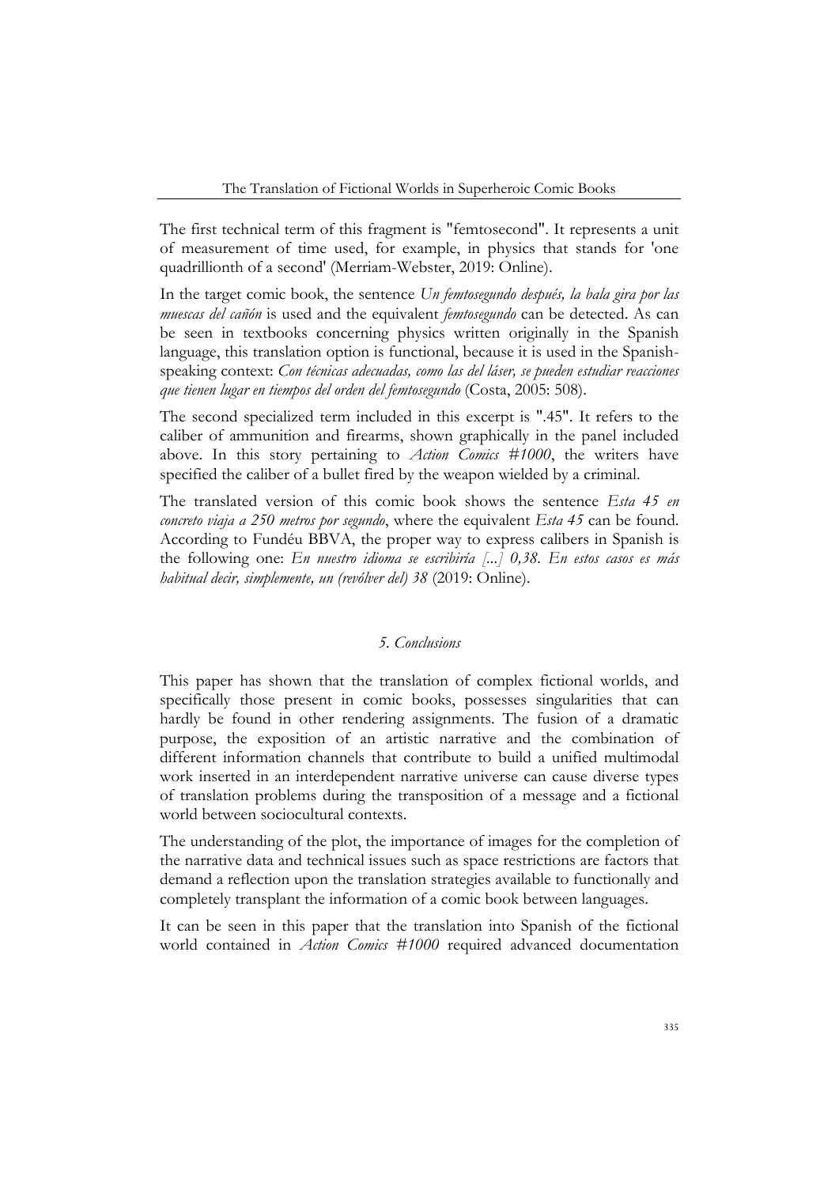The first technical term of this fragment is "femtosecond". It represents a unit of measurement of time used, for example, in physics that stands for 'one quadrillionth of a second' (Merriam-Webster, 2019: Online).

In the target comic book, the sentence *Un femtosegundo después, la bala gira por las muescas del cañón* is used and the equivalent *femtosegundo* can be detected. As can be seen in textbooks concerning physics written originally in the Spanish language, this translation option is functional, because it is used in the Spanish-speaking context: *Con técnicas adecuadas, como las del láser, se pueden estudiar reacciones que tienen lugar en tiempos del orden del femtosegundo* (Costa, 2005: 508).

The second specialized term included in this excerpt is ".45". It refers to the caliber of ammunition and firearms, shown graphically in the panel included above. In this story pertaining to *Action Comics #1000*, the writers have specified the caliber of a bullet fired by the weapon wielded by a criminal.

The translated version of this comic book shows the sentence *Esta 45 en concreto viaja a 250 metros por segundo*, where the equivalent *Esta 45* can be found. According to Fundéu BBVA, the proper way to express calibers in Spanish is the following one: *En nuestro idioma se escribiría [...] 0,38. En estos casos es más habitual decir, simplemente, un (revólver del) 38* (2019: Online).

## *5. Conclusions*

This paper has shown that the translation of complex fictional worlds, and specifically those present in comic books, possesses singularities that can hardly be found in other rendering assignments. The fusion of a dramatic purpose, the exposition of an artistic narrative and the combination of different information channels that contribute to build a unified multimodal work inserted in an interdependent narrative universe can cause diverse types of translation problems during the transposition of a message and a fictional world between sociocultural contexts.

The understanding of the plot, the importance of images for the completion of the narrative data and technical issues such as space restrictions are factors that demand a reflection upon the translation strategies available to functionally and completely transplant the information of a comic book between languages.

It can be seen in this paper that the translation into Spanish of the fictional world contained in *Action Comics #1000* required advanced documentation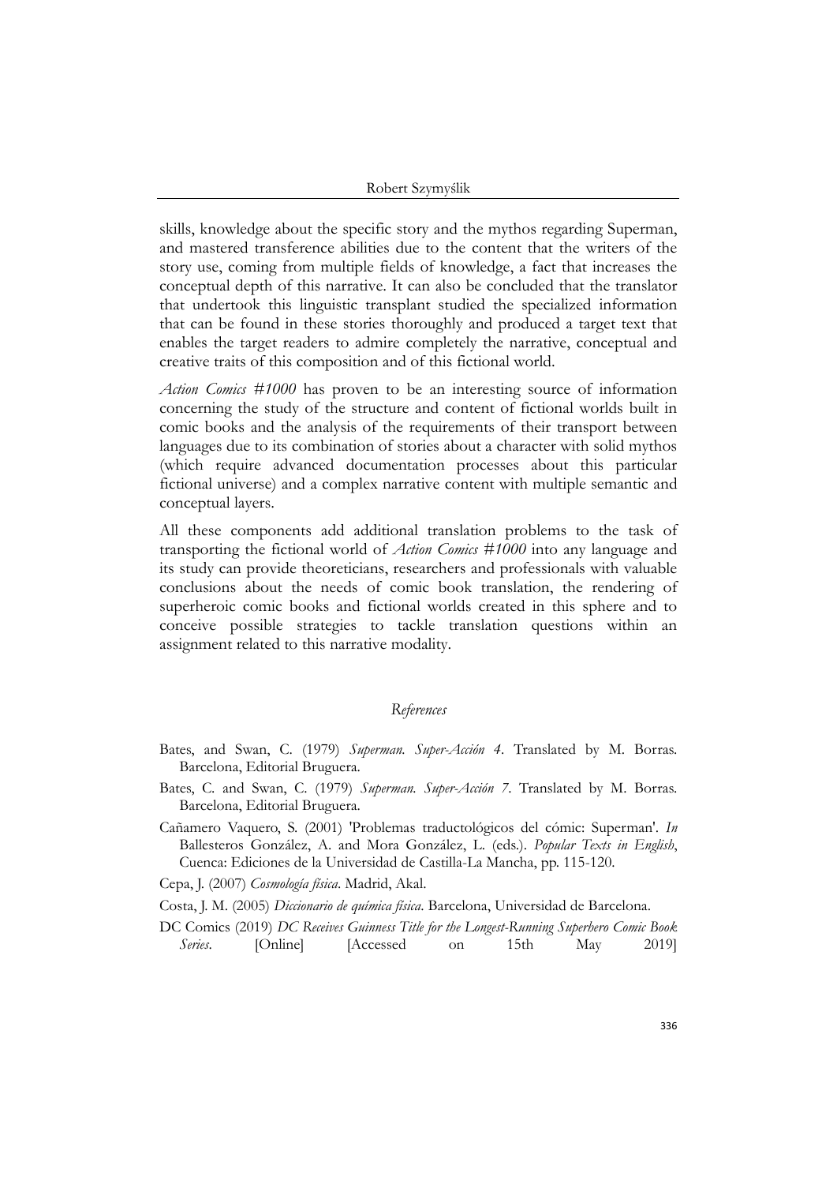skills, knowledge about the specific story and the mythos regarding Superman, and mastered transference abilities due to the content that the writers of the story use, coming from multiple fields of knowledge, a fact that increases the conceptual depth of this narrative. It can also be concluded that the translator that undertook this linguistic transplant studied the specialized information that can be found in these stories thoroughly and produced a target text that enables the target readers to admire completely the narrative, conceptual and creative traits of this composition and of this fictional world.

*Action Comics #1000* has proven to be an interesting source of information concerning the study of the structure and content of fictional worlds built in comic books and the analysis of the requirements of their transport between languages due to its combination of stories about a character with solid mythos (which require advanced documentation processes about this particular fictional universe) and a complex narrative content with multiple semantic and conceptual layers.

All these components add additional translation problems to the task of transporting the fictional world of *Action Comics #1000* into any language and its study can provide theoreticians, researchers and professionals with valuable conclusions about the needs of comic book translation, the rendering of superheroic comic books and fictional worlds created in this sphere and to conceive possible strategies to tackle translation questions within an assignment related to this narrative modality.

## *References*

Bates, and Swan, C. (1979) *Superman. Super-Acción 4*. Translated by M. Borras. Barcelona, Editorial Bruguera.

Bates, C. and Swan, C. (1979) *Superman. Super-Acción 7*. Translated by M. Borras. Barcelona, Editorial Bruguera.

Cañamero Vaquero, S. (2001) 'Problemas traductológicos del cómic: Superman'. *In* Ballesteros González, A. and Mora González, L. (eds.). *Popular Texts in English*, Cuenca: Ediciones de la Universidad de Castilla-La Mancha, pp. 115-120.

Cepa, J. (2007) *Cosmología física*. Madrid, Akal.

Costa, J. M. (2005) *Diccionario de química física*. Barcelona, Universidad de Barcelona.

DC Comics (2019) *DC Receives Guinness Title for the Longest-Running Superhero Comic Book Series*. [Online] [Accessed on 15th May 2019]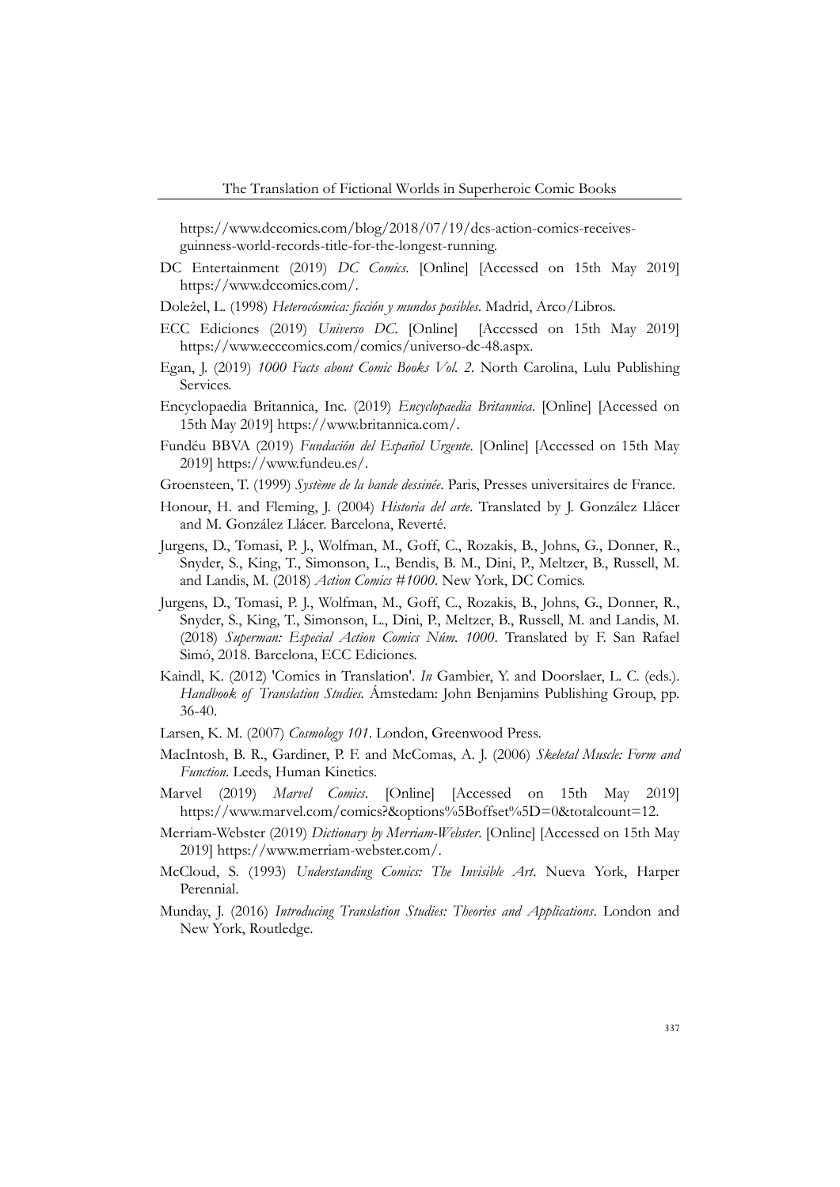https://www.dccomics.com/blog/2018/07/19/dcs-action-comics-receives-guinness-world-records-title-for-the-longest-running.

DC Entertainment (2019) *DC Comics*. [Online] [Accessed on 15th May 2019] https://www.dccomics.com/.

Doležel, L. (1998) *Heterocósmica: ficción y mundos posibles*. Madrid, Arco/Libros.

ECC Ediciones (2019) *Universo DC*. [Online] [Accessed on 15th May 2019] https://www.ecccomics.com/comics/universo-dc-48.aspx.

Egan, J. (2019) *1000 Facts about Comic Books Vol. 2*. North Carolina, Lulu Publishing Services.

Encyclopaedia Britannica, Inc. (2019) *Encyclopaedia Britannica*. [Online] [Accessed on 15th May 2019] https://www.britannica.com/.

Fundéu BBVA (2019) *Fundación del Español Urgente*. [Online] [Accessed on 15th May 2019] https://www.fundeu.es/.

Groensteen, T. (1999) *Système de la bande dessinée*. Paris, Presses universitaires de France.

Honour, H. and Fleming, J. (2004) *Historia del arte*. Translated by J. González Llácer and M. González Llácer. Barcelona, Reverté.

Jurgens, D., Tomasi, P. J., Wolfman, M., Goff, C., Rozakis, B., Johns, G., Donner, R., Snyder, S., King, T., Simonson, L., Bendis, B. M., Dini, P., Meltzer, B., Russell, M. and Landis, M. (2018) *Action Comics #1000*. New York, DC Comics.

Jurgens, D., Tomasi, P. J., Wolfman, M., Goff, C., Rozakis, B., Johns, G., Donner, R., Snyder, S., King, T., Simonson, L., Dini, P., Meltzer, B., Russell, M. and Landis, M. (2018) *Superman: Especial Action Comics Núm. 1000*. Translated by F. San Rafael Simó, 2018. Barcelona, ECC Ediciones.

Kaindl, K. (2012) 'Comics in Translation'. *In* Gambier, Y. and Doorslaer, L. C. (eds.). *Handbook of Translation Studies*. Ámstedam: John Benjamins Publishing Group, pp. 36-40.

Larsen, K. M. (2007) *Cosmology 101*. London, Greenwood Press.

MacIntosh, B. R., Gardiner, P. F. and McComas, A. J. (2006) *Skeletal Muscle: Form and Function*. Leeds, Human Kinetics.

Marvel (2019) *Marvel Comics*. [Online] [Accessed on 15th May 2019] https://www.marvel.com/comics?&options%5Boffset%5D=0&totalcount=12.

Merriam-Webster (2019) *Dictionary by Merriam-Webster*. [Online] [Accessed on 15th May 2019] https://www.merriam-webster.com/.

McCloud, S. (1993) *Understanding Comics: The Invisible Art*. Nueva York, Harper Perennial.

Munday, J. (2016) *Introducing Translation Studies: Theories and Applications*. London and New York, Routledge.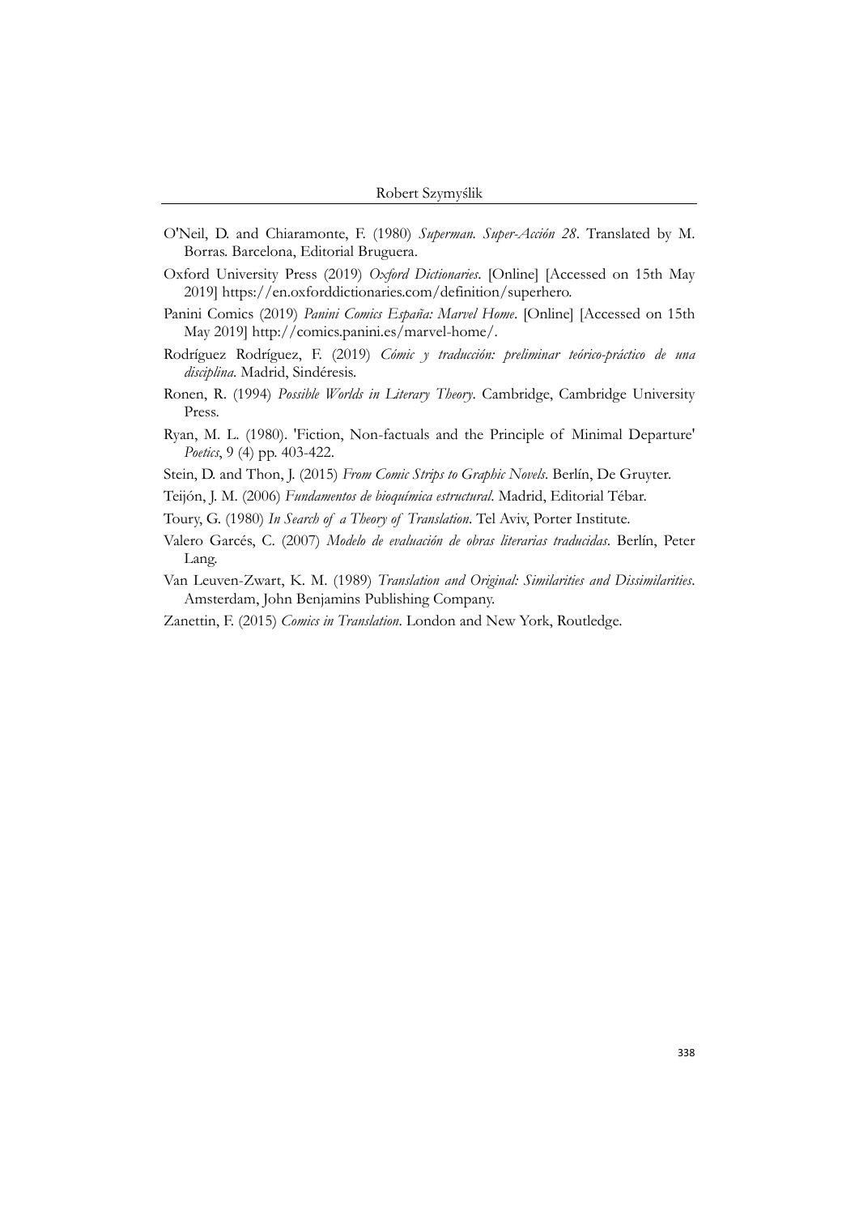O'Neil, D. and Chiaramonte, F. (1980) *Superman. Super-Acción 28*. Translated by M. Borras. Barcelona, Editorial Bruguera.

Oxford University Press (2019) *Oxford Dictionaries*. [Online] [Accessed on 15th May 2019] https://en.oxforddictionaries.com/definition/superhero.

Panini Comics (2019) *Panini Comics España: Marvel Home*. [Online] [Accessed on 15th May 2019] http://comics.panini.es/marvel-home/.

Rodríguez Rodríguez, F. (2019) *Cómic y traducción: preliminar teórico-práctico de una disciplina*. Madrid, Sindéresis.

Ronen, R. (1994) *Possible Worlds in Literary Theory*. Cambridge, Cambridge University Press.

Ryan, M. L. (1980). 'Fiction, Non-factuals and the Principle of Minimal Departure' *Poetics*, 9 (4) pp. 403-422.

Stein, D. and Thon, J. (2015) *From Comic Strips to Graphic Novels*. Berlín, De Gruyter.

Teijón, J. M. (2006) *Fundamentos de bioquímica estructural*. Madrid, Editorial Tébar.

Toury, G. (1980) *In Search of a Theory of Translation*. Tel Aviv, Porter Institute.

Valero Garcés, C. (2007) *Modelo de evaluación de obras literarias traducidas*. Berlín, Peter Lang.

Van Leuven-Zwart, K. M. (1989) *Translation and Original: Similarities and Dissimilarities*. Amsterdam, John Benjamins Publishing Company.

Zanettin, F. (2015) *Comics in Translation*. London and New York, Routledge.